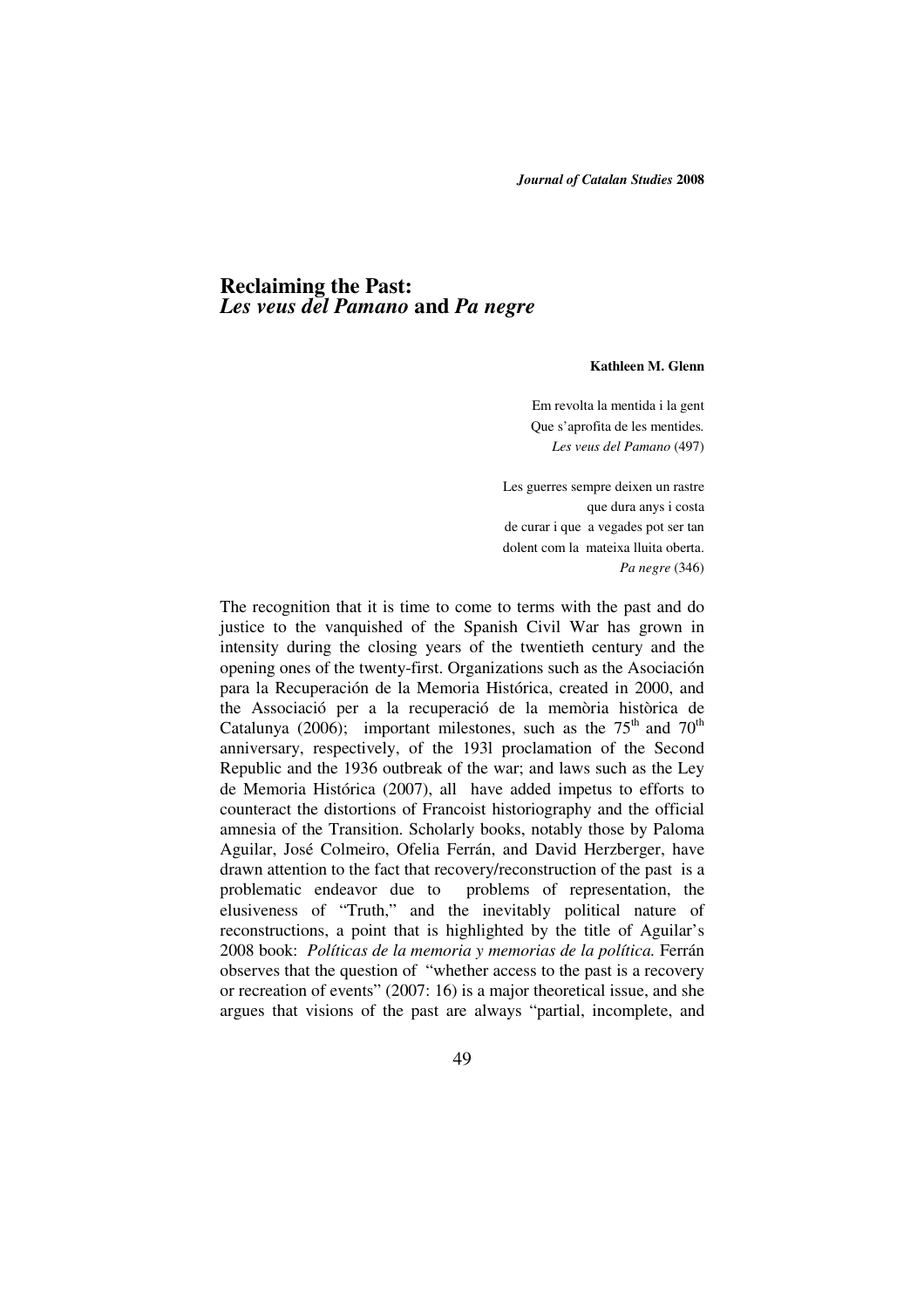# Reclaiming the Past: *Les veus del Pamano* and *Pa negre*

**Kathleen M. Glenn**

> Em revolta la mentida i la gent
> Que s'aprofita de les mentides.
> *Les veus del Pamano* (497)

> Les guerres sempre deixen un rastre
> que dura anys i costa
> de curar i que a vegades pot ser tan
> dolent com la mateixa lluita oberta.
> *Pa negre* (346)

The recognition that it is time to come to terms with the past and do justice to the vanquished of the Spanish Civil War has grown in intensity during the closing years of the twentieth century and the opening ones of the twenty-first. Organizations such as the Asociación para la Recuperación de la Memoria Histórica, created in 2000, and the Associació per a la recuperació de la memòria històrica de Catalunya (2006); important milestones, such as the 75th and 70th anniversary, respectively, of the 193l proclamation of the Second Republic and the 1936 outbreak of the war; and laws such as the Ley de Memoria Histórica (2007), all have added impetus to efforts to counteract the distortions of Francoist historiography and the official amnesia of the Transition. Scholarly books, notably those by Paloma Aguilar, José Colmeiro, Ofelia Ferrán, and David Herzberger, have drawn attention to the fact that recovery/reconstruction of the past is a problematic endeavor due to problems of representation, the elusiveness of "Truth," and the inevitably political nature of reconstructions, a point that is highlighted by the title of Aguilar's 2008 book: *Políticas de la memoria y memorias de la política.* Ferrán observes that the question of "whether access to the past is a recovery or recreation of events" (2007: 16) is a major theoretical issue, and she argues that visions of the past are always "partial, incomplete, and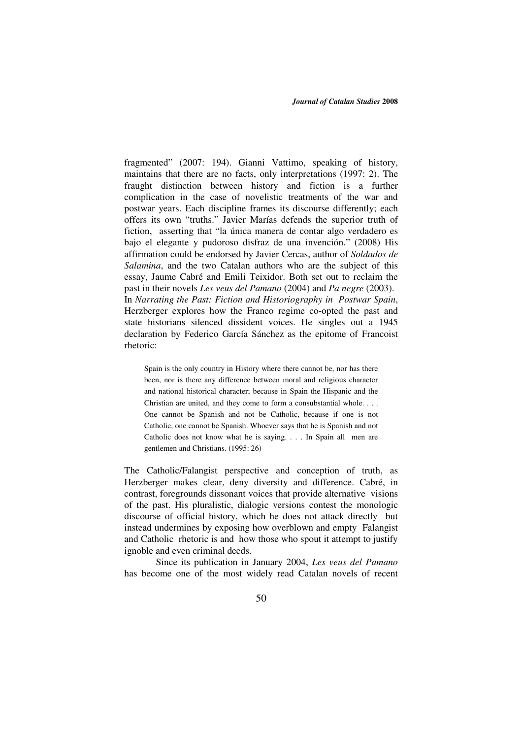fragmented" (2007: 194). Gianni Vattimo, speaking of history, maintains that there are no facts, only interpretations (1997: 2). The fraught distinction between history and fiction is a further complication in the case of novelistic treatments of the war and postwar years. Each discipline frames its discourse differently; each offers its own "truths." Javier Marías defends the superior truth of fiction, asserting that "la única manera de contar algo verdadero es bajo el elegante y pudoroso disfraz de una invención." (2008) His affirmation could be endorsed by Javier Cercas, author of *Soldados de Salamina*, and the two Catalan authors who are the subject of this essay, Jaume Cabré and Emili Teixidor. Both set out to reclaim the past in their novels *Les veus del Pamano* (2004) and *Pa negre* (2003). In *Narrating the Past: Fiction and Historiography in Postwar Spain*, Herzberger explores how the Franco regime co-opted the past and state historians silenced dissident voices. He singles out a 1945 declaration by Federico García Sánchez as the epitome of Francoist rhetoric:

> Spain is the only country in History where there cannot be, nor has there been, nor is there any difference between moral and religious character and national historical character; because in Spain the Hispanic and the Christian are united, and they come to form a consubstantial whole. . . . One cannot be Spanish and not be Catholic, because if one is not Catholic, one cannot be Spanish. Whoever says that he is Spanish and not Catholic does not know what he is saying. . . . In Spain all men are gentlemen and Christians. (1995: 26)

The Catholic/Falangist perspective and conception of truth, as Herzberger makes clear, deny diversity and difference. Cabré, in contrast, foregrounds dissonant voices that provide alternative visions of the past. His pluralistic, dialogic versions contest the monologic discourse of official history, which he does not attack directly but instead undermines by exposing how overblown and empty Falangist and Catholic rhetoric is and how those who spout it attempt to justify ignoble and even criminal deeds.

Since its publication in January 2004, *Les veus del Pamano* has become one of the most widely read Catalan novels of recent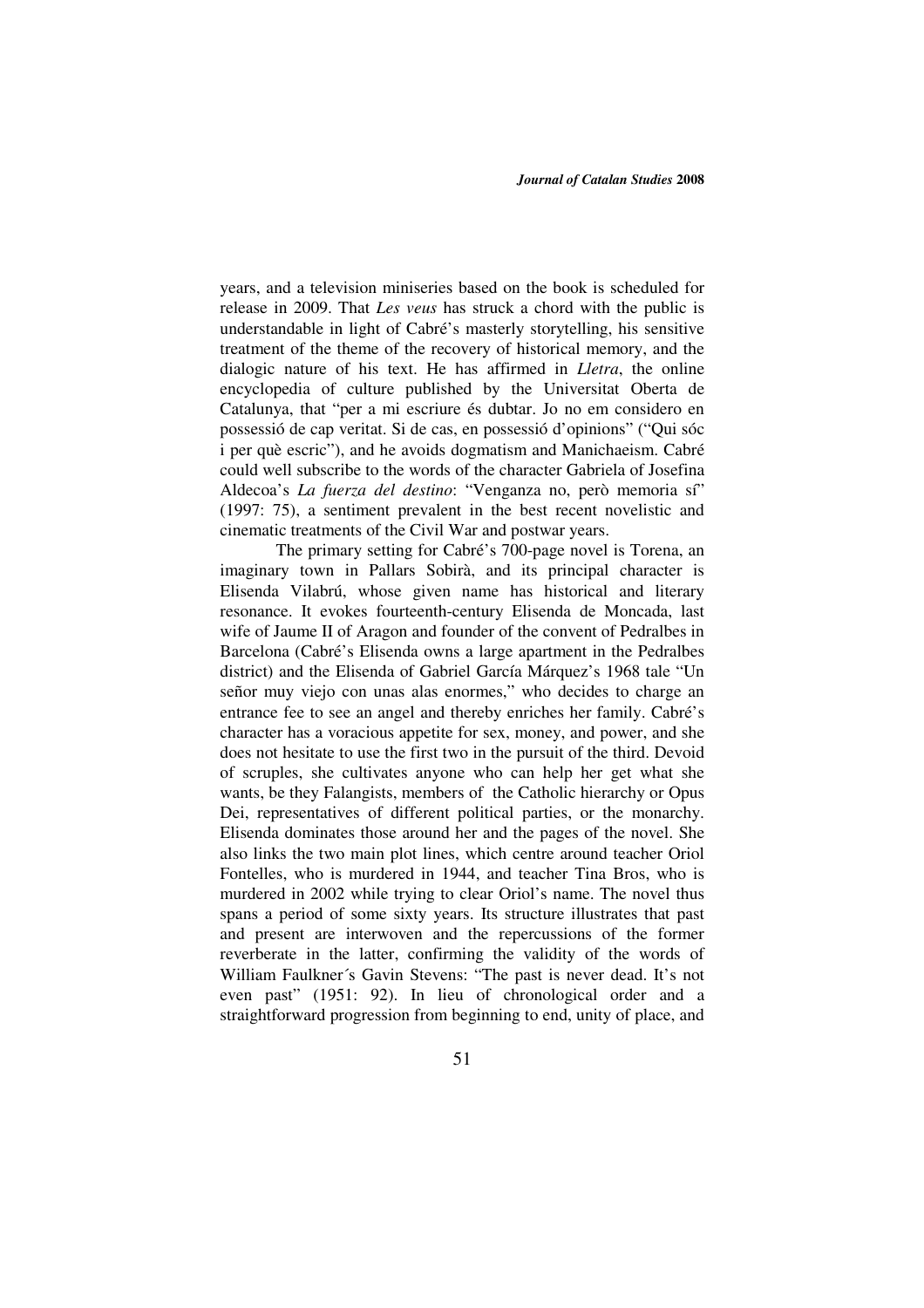years, and a television miniseries based on the book is scheduled for release in 2009. That *Les veus* has struck a chord with the public is understandable in light of Cabré's masterly storytelling, his sensitive treatment of the theme of the recovery of historical memory, and the dialogic nature of his text. He has affirmed in *Lletra*, the online encyclopedia of culture published by the Universitat Oberta de Catalunya, that "per a mi escriure és dubtar. Jo no em considero en possessió de cap veritat. Si de cas, en possessió d'opinions" ("Qui sóc i per què escric"), and he avoids dogmatism and Manichaeism. Cabré could well subscribe to the words of the character Gabriela of Josefina Aldecoa's *La fuerza del destino*: "Venganza no, però memoria sí" (1997: 75), a sentiment prevalent in the best recent novelistic and cinematic treatments of the Civil War and postwar years.

The primary setting for Cabré's 700-page novel is Torena, an imaginary town in Pallars Sobirà, and its principal character is Elisenda Vilabrú, whose given name has historical and literary resonance. It evokes fourteenth-century Elisenda de Moncada, last wife of Jaume II of Aragon and founder of the convent of Pedralbes in Barcelona (Cabré's Elisenda owns a large apartment in the Pedralbes district) and the Elisenda of Gabriel García Márquez's 1968 tale "Un señor muy viejo con unas alas enormes," who decides to charge an entrance fee to see an angel and thereby enriches her family. Cabré's character has a voracious appetite for sex, money, and power, and she does not hesitate to use the first two in the pursuit of the third. Devoid of scruples, she cultivates anyone who can help her get what she wants, be they Falangists, members of the Catholic hierarchy or Opus Dei, representatives of different political parties, or the monarchy. Elisenda dominates those around her and the pages of the novel. She also links the two main plot lines, which centre around teacher Oriol Fontelles, who is murdered in 1944, and teacher Tina Bros, who is murdered in 2002 while trying to clear Oriol's name. The novel thus spans a period of some sixty years. Its structure illustrates that past and present are interwoven and the repercussions of the former reverberate in the latter, confirming the validity of the words of William Faulkner´s Gavin Stevens: "The past is never dead. It's not even past" (1951: 92). In lieu of chronological order and a straightforward progression from beginning to end, unity of place, and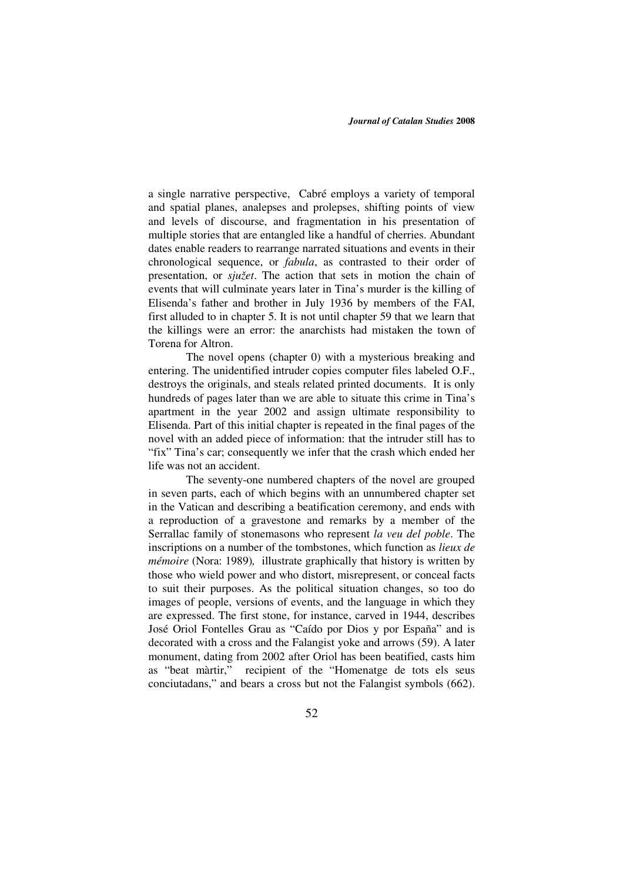a single narrative perspective, Cabré employs a variety of temporal and spatial planes, analepses and prolepses, shifting points of view and levels of discourse, and fragmentation in his presentation of multiple stories that are entangled like a handful of cherries. Abundant dates enable readers to rearrange narrated situations and events in their chronological sequence, or *fabula*, as contrasted to their order of presentation, or *sjužet*. The action that sets in motion the chain of events that will culminate years later in Tina's murder is the killing of Elisenda's father and brother in July 1936 by members of the FAI, first alluded to in chapter 5. It is not until chapter 59 that we learn that the killings were an error: the anarchists had mistaken the town of Torena for Altron.

The novel opens (chapter 0) with a mysterious breaking and entering. The unidentified intruder copies computer files labeled O.F., destroys the originals, and steals related printed documents. It is only hundreds of pages later than we are able to situate this crime in Tina's apartment in the year 2002 and assign ultimate responsibility to Elisenda. Part of this initial chapter is repeated in the final pages of the novel with an added piece of information: that the intruder still has to "fix" Tina's car; consequently we infer that the crash which ended her life was not an accident.

The seventy-one numbered chapters of the novel are grouped in seven parts, each of which begins with an unnumbered chapter set in the Vatican and describing a beatification ceremony, and ends with a reproduction of a gravestone and remarks by a member of the Serrallac family of stonemasons who represent *la veu del poble*. The inscriptions on a number of the tombstones, which function as *lieux de mémoire* (Nora: 1989), illustrate graphically that history is written by those who wield power and who distort, misrepresent, or conceal facts to suit their purposes. As the political situation changes, so too do images of people, versions of events, and the language in which they are expressed. The first stone, for instance, carved in 1944, describes José Oriol Fontelles Grau as "Caído por Dios y por España" and is decorated with a cross and the Falangist yoke and arrows (59). A later monument, dating from 2002 after Oriol has been beatified, casts him as "beat màrtir," recipient of the "Homenatge de tots els seus conciutadans," and bears a cross but not the Falangist symbols (662).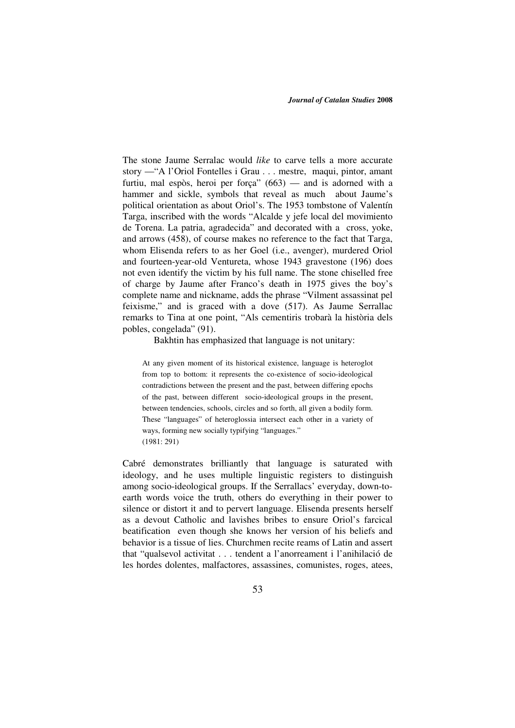The stone Jaume Serralac would *like* to carve tells a more accurate story —"A l'Oriol Fontelles i Grau . . . mestre, maqui, pintor, amant furtiu, mal espòs, heroi per força" (663) — and is adorned with a hammer and sickle, symbols that reveal as much about Jaume's political orientation as about Oriol's. The 1953 tombstone of Valentín Targa, inscribed with the words "Alcalde y jefe local del movimiento de Torena. La patria, agradecida" and decorated with a cross, yoke, and arrows (458), of course makes no reference to the fact that Targa, whom Elisenda refers to as her Goel (i.e., avenger), murdered Oriol and fourteen-year-old Ventureta, whose 1943 gravestone (196) does not even identify the victim by his full name. The stone chiselled free of charge by Jaume after Franco's death in 1975 gives the boy's complete name and nickname, adds the phrase "Vilment assassinat pel feixisme," and is graced with a dove (517). As Jaume Serrallac remarks to Tina at one point, "Als cementiris trobarà la història dels pobles, congelada" (91).

Bakhtin has emphasized that language is not unitary:

> At any given moment of its historical existence, language is heteroglot from top to bottom: it represents the co-existence of socio-ideological contradictions between the present and the past, between differing epochs of the past, between different socio-ideological groups in the present, between tendencies, schools, circles and so forth, all given a bodily form. These "languages" of heteroglossia intersect each other in a variety of ways, forming new socially typifying "languages."
> (1981: 291)

Cabré demonstrates brilliantly that language is saturated with ideology, and he uses multiple linguistic registers to distinguish among socio-ideological groups. If the Serrallacs' everyday, down-to-earth words voice the truth, others do everything in their power to silence or distort it and to pervert language. Elisenda presents herself as a devout Catholic and lavishes bribes to ensure Oriol's farcical beatification even though she knows her version of his beliefs and behavior is a tissue of lies. Churchmen recite reams of Latin and assert that "qualsevol activitat . . . tendent a l'anorreament i l'anihilació de les hordes dolentes, malfactores, assassines, comunistes, roges, atees,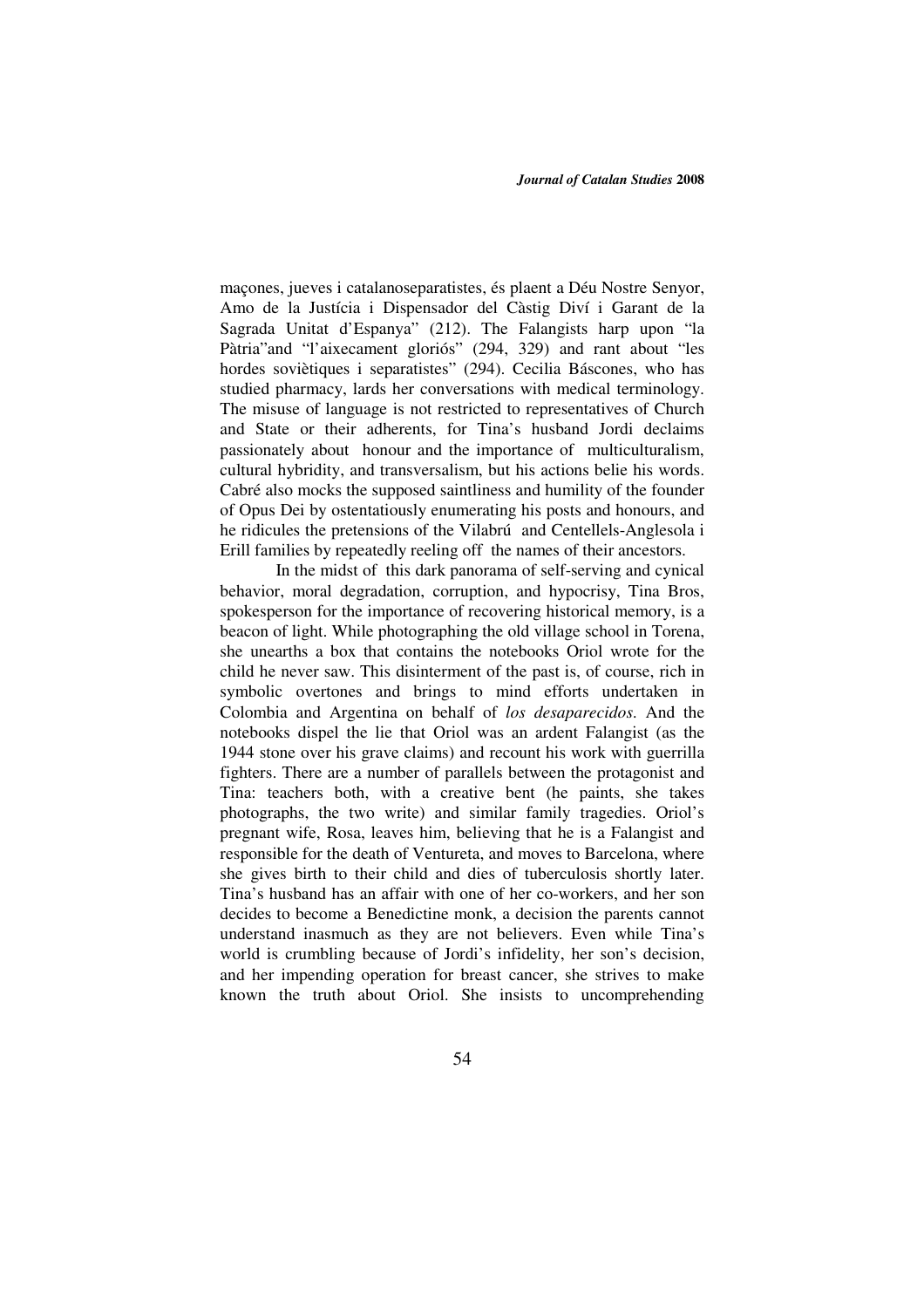maçones, jueves i catalanoseparatistes, és plaent a Déu Nostre Senyor, Amo de la Justícia i Dispensador del Càstig Diví i Garant de la Sagrada Unitat d'Espanya" (212). The Falangists harp upon "la Pàtria"and "l'aixecament gloriós" (294, 329) and rant about "les hordes soviètiques i separatistes" (294). Cecilia Báscones, who has studied pharmacy, lards her conversations with medical terminology. The misuse of language is not restricted to representatives of Church and State or their adherents, for Tina's husband Jordi declaims passionately about honour and the importance of multiculturalism, cultural hybridity, and transversalism, but his actions belie his words. Cabré also mocks the supposed saintliness and humility of the founder of Opus Dei by ostentatiously enumerating his posts and honours, and he ridicules the pretensions of the Vilabrú and Centellels-Anglesola i Erill families by repeatedly reeling off the names of their ancestors.

In the midst of this dark panorama of self-serving and cynical behavior, moral degradation, corruption, and hypocrisy, Tina Bros, spokesperson for the importance of recovering historical memory, is a beacon of light. While photographing the old village school in Torena, she unearths a box that contains the notebooks Oriol wrote for the child he never saw. This disinterment of the past is, of course, rich in symbolic overtones and brings to mind efforts undertaken in Colombia and Argentina on behalf of *los desaparecidos*. And the notebooks dispel the lie that Oriol was an ardent Falangist (as the 1944 stone over his grave claims) and recount his work with guerrilla fighters. There are a number of parallels between the protagonist and Tina: teachers both, with a creative bent (he paints, she takes photographs, the two write) and similar family tragedies. Oriol's pregnant wife, Rosa, leaves him, believing that he is a Falangist and responsible for the death of Ventureta, and moves to Barcelona, where she gives birth to their child and dies of tuberculosis shortly later. Tina's husband has an affair with one of her co-workers, and her son decides to become a Benedictine monk, a decision the parents cannot understand inasmuch as they are not believers. Even while Tina's world is crumbling because of Jordi's infidelity, her son's decision, and her impending operation for breast cancer, she strives to make known the truth about Oriol. She insists to uncomprehending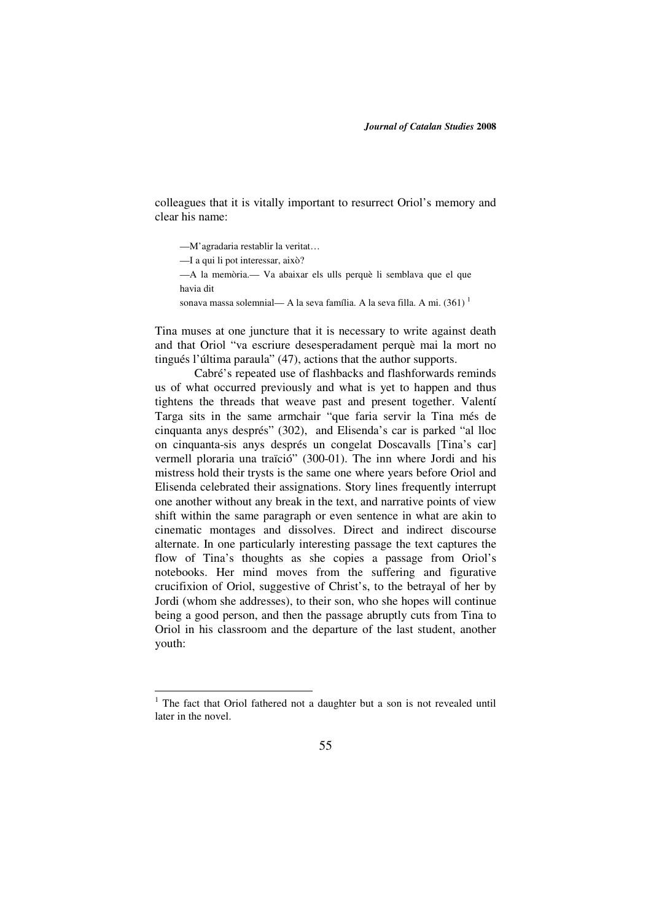colleagues that it is vitally important to resurrect Oriol's memory and clear his name:

> —M'agradaria restablir la veritat…
>
> —I a qui li pot interessar, això?
>
> —A la memòria.— Va abaixar els ulls perquè li semblava que el que havia dit sonava massa solemnial— A la seva família. A la seva filla. A mi. (361) [1]

Tina muses at one juncture that it is necessary to write against death and that Oriol "va escriure desesperadament perquè mai la mort no tingués l'última paraula" (47), actions that the author supports.

Cabré's repeated use of flashbacks and flashforwards reminds us of what occurred previously and what is yet to happen and thus tightens the threads that weave past and present together. Valentí Targa sits in the same armchair "que faria servir la Tina més de cinquanta anys després" (302), and Elisenda's car is parked "al lloc on cinquanta-sis anys després un congelat Doscavalls [Tina's car] vermell ploraria una traïció" (300-01). The inn where Jordi and his mistress hold their trysts is the same one where years before Oriol and Elisenda celebrated their assignations. Story lines frequently interrupt one another without any break in the text, and narrative points of view shift within the same paragraph or even sentence in what are akin to cinematic montages and dissolves. Direct and indirect discourse alternate. In one particularly interesting passage the text captures the flow of Tina's thoughts as she copies a passage from Oriol's notebooks. Her mind moves from the suffering and figurative crucifixion of Oriol, suggestive of Christ's, to the betrayal of her by Jordi (whom she addresses), to their son, who she hopes will continue being a good person, and then the passage abruptly cuts from Tina to Oriol in his classroom and the departure of the last student, another youth:

---

[1] The fact that Oriol fathered not a daughter but a son is not revealed until later in the novel.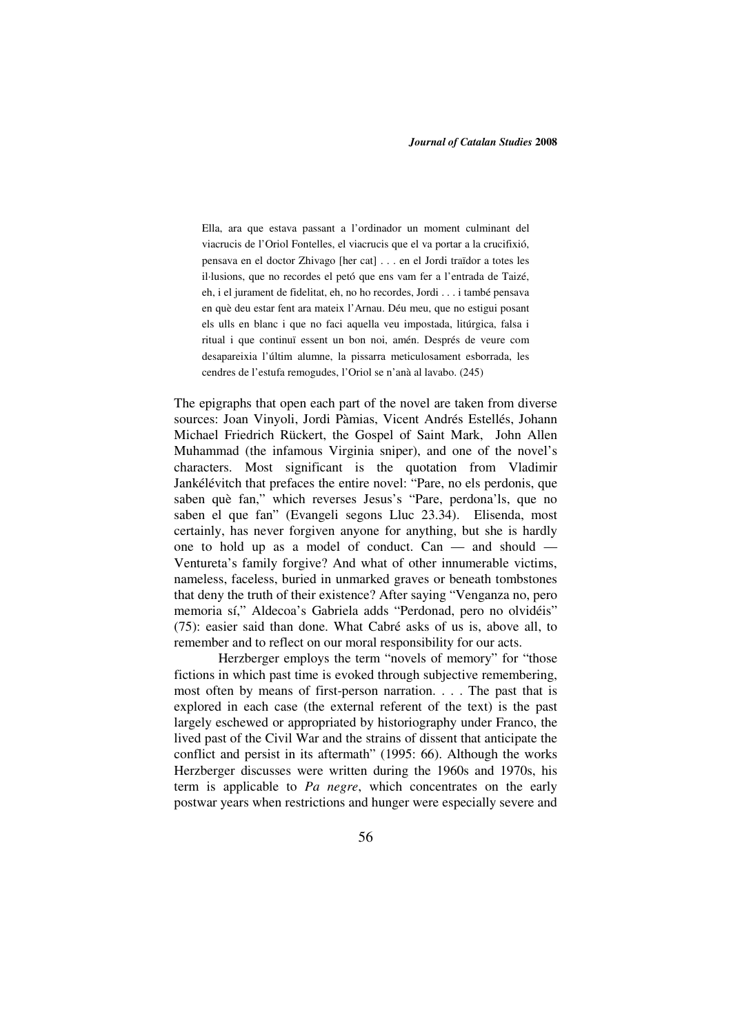> Ella, ara que estava passant a l'ordinador un moment culminant del viacrucis de l'Oriol Fontelles, el viacrucis que el va portar a la crucifixió, pensava en el doctor Zhivago [her cat] . . . en el Jordi traïdor a totes les il·lusions, que no recordes el petó que ens vam fer a l'entrada de Taizé, eh, i el jurament de fidelitat, eh, no ho recordes, Jordi . . . i també pensava en què deu estar fent ara mateix l'Arnau. Déu meu, que no estigui posant els ulls en blanc i que no faci aquella veu impostada, litúrgica, falsa i ritual i que continuï essent un bon noi, amén. Després de veure com desapareixia l'últim alumne, la pissarra meticulosament esborrada, les cendres de l'estufa remogudes, l'Oriol se n'anà al lavabo. (245)

The epigraphs that open each part of the novel are taken from diverse sources: Joan Vinyoli, Jordi Pàmias, Vicent Andrés Estellés, Johann Michael Friedrich Rückert, the Gospel of Saint Mark, John Allen Muhammad (the infamous Virginia sniper), and one of the novel's characters. Most significant is the quotation from Vladimir Jankélévitch that prefaces the entire novel: "Pare, no els perdonis, que saben què fan," which reverses Jesus's "Pare, perdona'ls, que no saben el que fan" (Evangeli segons Lluc 23.34). Elisenda, most certainly, has never forgiven anyone for anything, but she is hardly one to hold up as a model of conduct. Can — and should — Ventureta's family forgive? And what of other innumerable victims, nameless, faceless, buried in unmarked graves or beneath tombstones that deny the truth of their existence? After saying "Venganza no, pero memoria sí," Aldecoa's Gabriela adds "Perdonad, pero no olvidéis" (75): easier said than done. What Cabré asks of us is, above all, to remember and to reflect on our moral responsibility for our acts.

Herzberger employs the term "novels of memory" for "those fictions in which past time is evoked through subjective remembering, most often by means of first-person narration. . . . The past that is explored in each case (the external referent of the text) is the past largely eschewed or appropriated by historiography under Franco, the lived past of the Civil War and the strains of dissent that anticipate the conflict and persist in its aftermath" (1995: 66). Although the works Herzberger discusses were written during the 1960s and 1970s, his term is applicable to *Pa negre*, which concentrates on the early postwar years when restrictions and hunger were especially severe and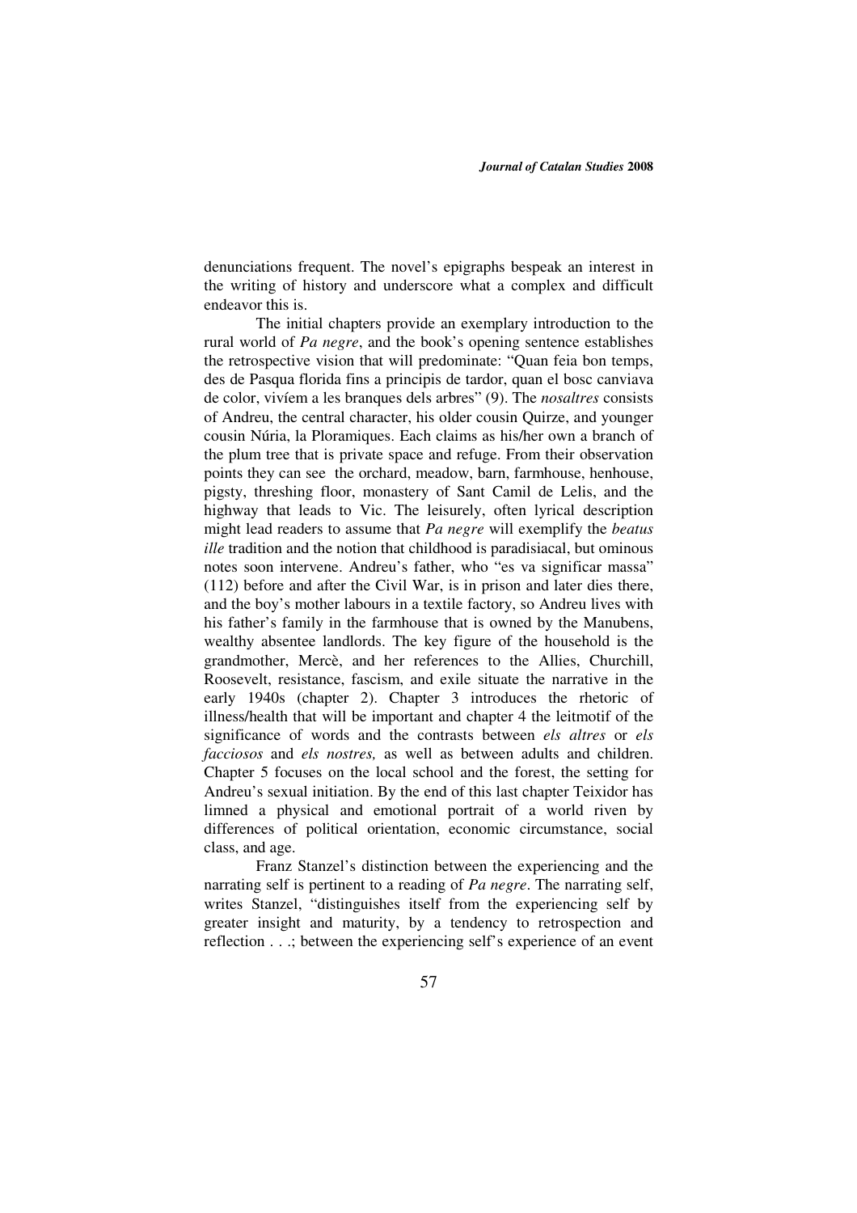denunciations frequent. The novel's epigraphs bespeak an interest in the writing of history and underscore what a complex and difficult endeavor this is.

The initial chapters provide an exemplary introduction to the rural world of *Pa negre*, and the book's opening sentence establishes the retrospective vision that will predominate: "Quan feia bon temps, des de Pasqua florida fins a principis de tardor, quan el bosc canviava de color, vivíem a les branques dels arbres" (9). The *nosaltres* consists of Andreu, the central character, his older cousin Quirze, and younger cousin Núria, la Ploramiques. Each claims as his/her own a branch of the plum tree that is private space and refuge. From their observation points they can see the orchard, meadow, barn, farmhouse, henhouse, pigsty, threshing floor, monastery of Sant Camil de Lelis, and the highway that leads to Vic. The leisurely, often lyrical description might lead readers to assume that *Pa negre* will exemplify the *beatus ille* tradition and the notion that childhood is paradisiacal, but ominous notes soon intervene. Andreu's father, who "es va significar massa" (112) before and after the Civil War, is in prison and later dies there, and the boy's mother labours in a textile factory, so Andreu lives with his father's family in the farmhouse that is owned by the Manubens, wealthy absentee landlords. The key figure of the household is the grandmother, Mercè, and her references to the Allies, Churchill, Roosevelt, resistance, fascism, and exile situate the narrative in the early 1940s (chapter 2). Chapter 3 introduces the rhetoric of illness/health that will be important and chapter 4 the leitmotif of the significance of words and the contrasts between *els altres* or *els facciosos* and *els nostres,* as well as between adults and children. Chapter 5 focuses on the local school and the forest, the setting for Andreu's sexual initiation. By the end of this last chapter Teixidor has limned a physical and emotional portrait of a world riven by differences of political orientation, economic circumstance, social class, and age.

Franz Stanzel's distinction between the experiencing and the narrating self is pertinent to a reading of *Pa negre*. The narrating self, writes Stanzel, "distinguishes itself from the experiencing self by greater insight and maturity, by a tendency to retrospection and reflection . . .; between the experiencing self's experience of an event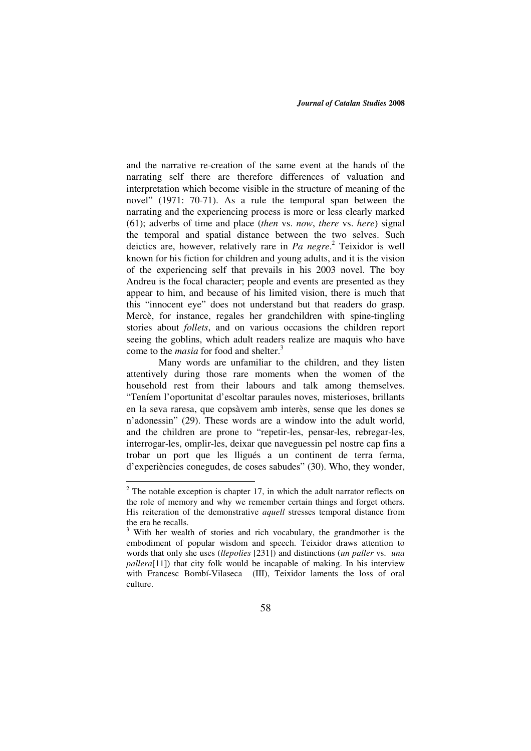and the narrative re-creation of the same event at the hands of the narrating self there are therefore differences of valuation and interpretation which become visible in the structure of meaning of the novel" (1971: 70-71). As a rule the temporal span between the narrating and the experiencing process is more or less clearly marked (61); adverbs of time and place (*then* vs. *now*, *there* vs. *here*) signal the temporal and spatial distance between the two selves. Such deictics are, however, relatively rare in *Pa negre*.[2] Teixidor is well known for his fiction for children and young adults, and it is the vision of the experiencing self that prevails in his 2003 novel. The boy Andreu is the focal character; people and events are presented as they appear to him, and because of his limited vision, there is much that this "innocent eye" does not understand but that readers do grasp. Mercè, for instance, regales her grandchildren with spine-tingling stories about *follets*, and on various occasions the children report seeing the goblins, which adult readers realize are maquis who have come to the *masia* for food and shelter.[3]

Many words are unfamiliar to the children, and they listen attentively during those rare moments when the women of the household rest from their labours and talk among themselves. "Teníem l'oportunitat d'escoltar paraules noves, misterioses, brillants en la seva raresa, que copsàvem amb interès, sense que les dones se n'adonessin" (29). These words are a window into the adult world, and the children are prone to "repetir-les, pensar-les, rebregar-les, interrogar-les, omplir-les, deixar que naveguessin pel nostre cap fins a trobar un port que les lligués a un continent de terra ferma, d'experiències conegudes, de coses sabudes" (30). Who, they wonder,

---

[2] The notable exception is chapter 17, in which the adult narrator reflects on the role of memory and why we remember certain things and forget others. His reiteration of the demonstrative *aquell* stresses temporal distance from the era he recalls.

[3] With her wealth of stories and rich vocabulary, the grandmother is the embodiment of popular wisdom and speech. Teixidor draws attention to words that only she uses (*llepolies* [231]) and distinctions (*un paller* vs. *una pallera*[11]) that city folk would be incapable of making. In his interview with Francesc Bombí-Vilaseca (III), Teixidor laments the loss of oral culture.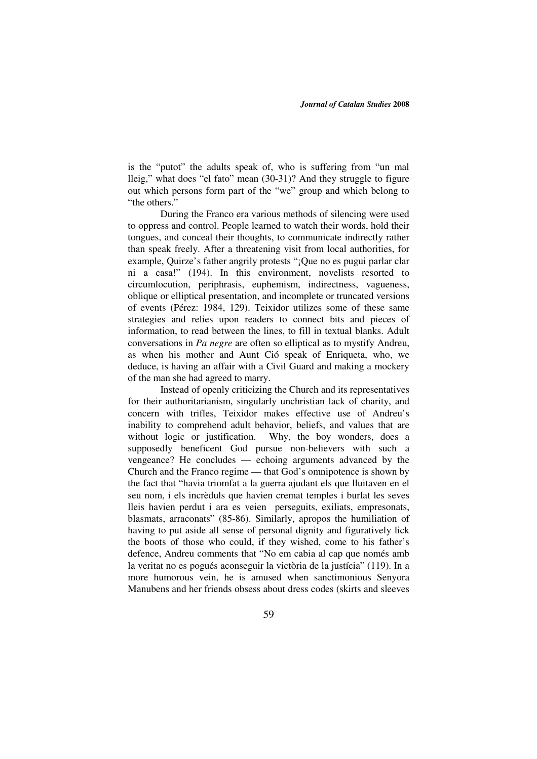is the "putot" the adults speak of, who is suffering from "un mal lleig," what does "el fato" mean (30-31)? And they struggle to figure out which persons form part of the "we" group and which belong to "the others."

During the Franco era various methods of silencing were used to oppress and control. People learned to watch their words, hold their tongues, and conceal their thoughts, to communicate indirectly rather than speak freely. After a threatening visit from local authorities, for example, Quirze's father angrily protests "¡Que no es pugui parlar clar ni a casa!" (194). In this environment, novelists resorted to circumlocution, periphrasis, euphemism, indirectness, vagueness, oblique or elliptical presentation, and incomplete or truncated versions of events (Pérez: 1984, 129). Teixidor utilizes some of these same strategies and relies upon readers to connect bits and pieces of information, to read between the lines, to fill in textual blanks. Adult conversations in *Pa negre* are often so elliptical as to mystify Andreu, as when his mother and Aunt Ció speak of Enriqueta, who, we deduce, is having an affair with a Civil Guard and making a mockery of the man she had agreed to marry.

Instead of openly criticizing the Church and its representatives for their authoritarianism, singularly unchristian lack of charity, and concern with trifles, Teixidor makes effective use of Andreu's inability to comprehend adult behavior, beliefs, and values that are without logic or justification. Why, the boy wonders, does a supposedly beneficent God pursue non-believers with such a vengeance? He concludes — echoing arguments advanced by the Church and the Franco regime — that God's omnipotence is shown by the fact that "havia triomfat a la guerra ajudant els que lluitaven en el seu nom, i els incrèduls que havien cremat temples i burlat les seves lleis havien perdut i ara es veien perseguits, exiliats, empresonats, blasmats, arraconats" (85-86). Similarly, apropos the humiliation of having to put aside all sense of personal dignity and figuratively lick the boots of those who could, if they wished, come to his father's defence, Andreu comments that "No em cabia al cap que només amb la veritat no es pogués aconseguir la victòria de la justícia" (119). In a more humorous vein, he is amused when sanctimonious Senyora Manubens and her friends obsess about dress codes (skirts and sleeves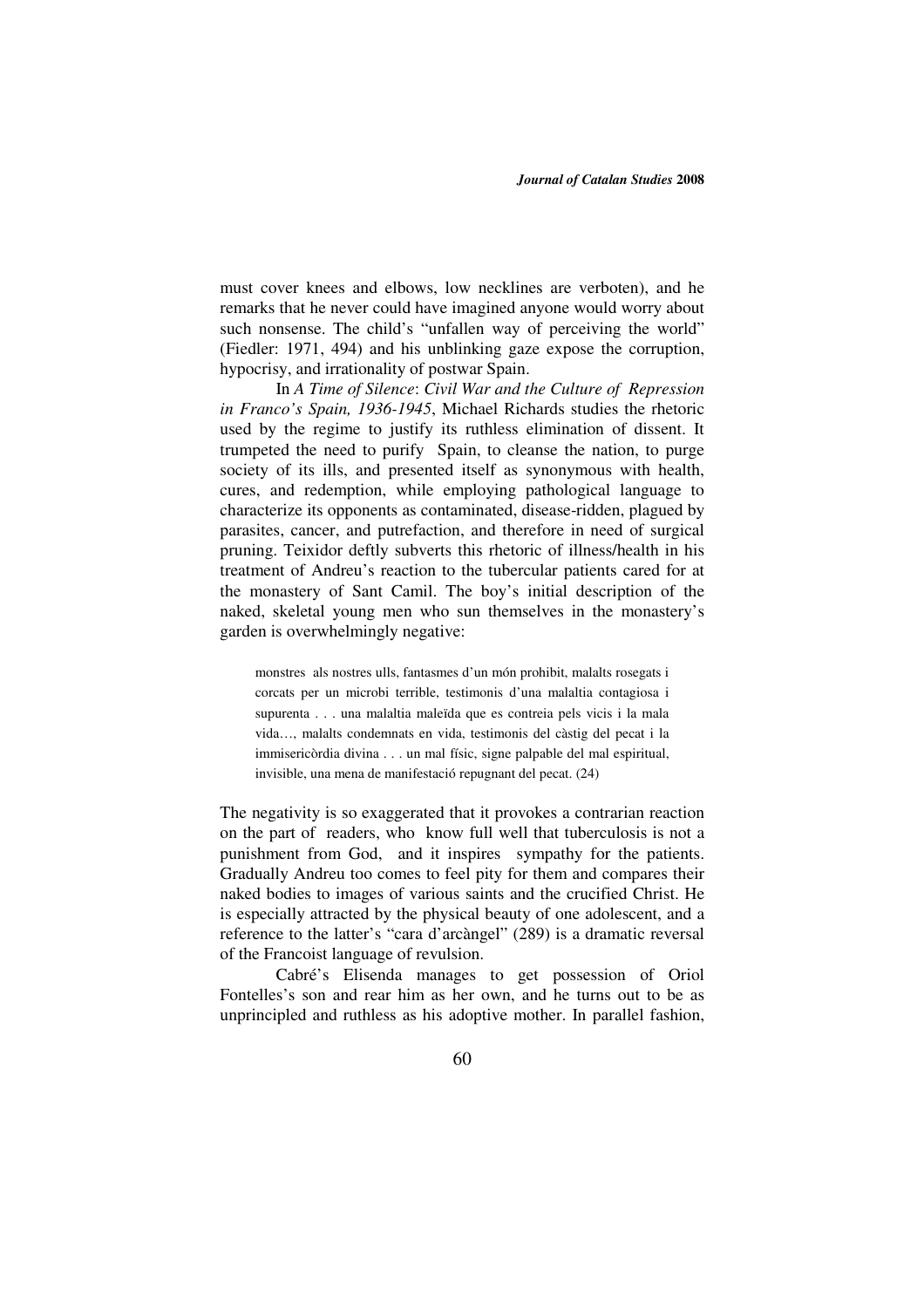must cover knees and elbows, low necklines are verboten), and he remarks that he never could have imagined anyone would worry about such nonsense. The child's "unfallen way of perceiving the world" (Fiedler: 1971, 494) and his unblinking gaze expose the corruption, hypocrisy, and irrationality of postwar Spain.

In *A Time of Silence*: *Civil War and the Culture of Repression in Franco's Spain, 1936-1945*, Michael Richards studies the rhetoric used by the regime to justify its ruthless elimination of dissent. It trumpeted the need to purify Spain, to cleanse the nation, to purge society of its ills, and presented itself as synonymous with health, cures, and redemption, while employing pathological language to characterize its opponents as contaminated, disease-ridden, plagued by parasites, cancer, and putrefaction, and therefore in need of surgical pruning. Teixidor deftly subverts this rhetoric of illness/health in his treatment of Andreu's reaction to the tubercular patients cared for at the monastery of Sant Camil. The boy's initial description of the naked, skeletal young men who sun themselves in the monastery's garden is overwhelmingly negative:

> monstres als nostres ulls, fantasmes d'un món prohibit, malalts rosegats i corcats per un microbi terrible, testimonis d'una malaltia contagiosa i supurenta . . . una malaltia maleïda que es contreia pels vicis i la mala vida…, malalts condemnats en vida, testimonis del càstig del pecat i la immisericòrdia divina . . . un mal físic, signe palpable del mal espiritual, invisible, una mena de manifestació repugnant del pecat. (24)

The negativity is so exaggerated that it provokes a contrarian reaction on the part of readers, who know full well that tuberculosis is not a punishment from God, and it inspires sympathy for the patients. Gradually Andreu too comes to feel pity for them and compares their naked bodies to images of various saints and the crucified Christ. He is especially attracted by the physical beauty of one adolescent, and a reference to the latter's "cara d'arcàngel" (289) is a dramatic reversal of the Francoist language of revulsion.

Cabré's Elisenda manages to get possession of Oriol Fontelles's son and rear him as her own, and he turns out to be as unprincipled and ruthless as his adoptive mother. In parallel fashion,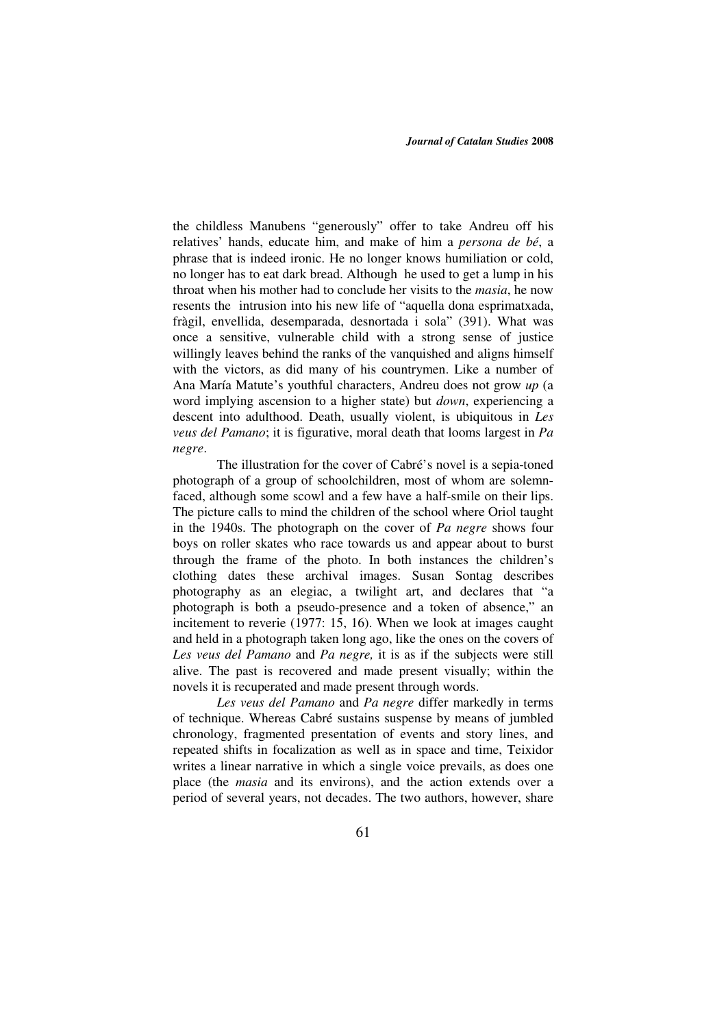the childless Manubens "generously" offer to take Andreu off his relatives' hands, educate him, and make of him a *persona de bé*, a phrase that is indeed ironic. He no longer knows humiliation or cold, no longer has to eat dark bread. Although he used to get a lump in his throat when his mother had to conclude her visits to the *masia*, he now resents the intrusion into his new life of "aquella dona esprimatxada, fràgil, envellida, desemparada, desnortada i sola" (391). What was once a sensitive, vulnerable child with a strong sense of justice willingly leaves behind the ranks of the vanquished and aligns himself with the victors, as did many of his countrymen. Like a number of Ana María Matute's youthful characters, Andreu does not grow *up* (a word implying ascension to a higher state) but *down*, experiencing a descent into adulthood. Death, usually violent, is ubiquitous in *Les veus del Pamano*; it is figurative, moral death that looms largest in *Pa negre*.

The illustration for the cover of Cabré's novel is a sepia-toned photograph of a group of schoolchildren, most of whom are solemn-faced, although some scowl and a few have a half-smile on their lips. The picture calls to mind the children of the school where Oriol taught in the 1940s. The photograph on the cover of *Pa negre* shows four boys on roller skates who race towards us and appear about to burst through the frame of the photo. In both instances the children's clothing dates these archival images. Susan Sontag describes photography as an elegiac, a twilight art, and declares that "a photograph is both a pseudo-presence and a token of absence," an incitement to reverie (1977: 15, 16). When we look at images caught and held in a photograph taken long ago, like the ones on the covers of *Les veus del Pamano* and *Pa negre,* it is as if the subjects were still alive. The past is recovered and made present visually; within the novels it is recuperated and made present through words.

*Les veus del Pamano* and *Pa negre* differ markedly in terms of technique. Whereas Cabré sustains suspense by means of jumbled chronology, fragmented presentation of events and story lines, and repeated shifts in focalization as well as in space and time, Teixidor writes a linear narrative in which a single voice prevails, as does one place (the *masia* and its environs), and the action extends over a period of several years, not decades. The two authors, however, share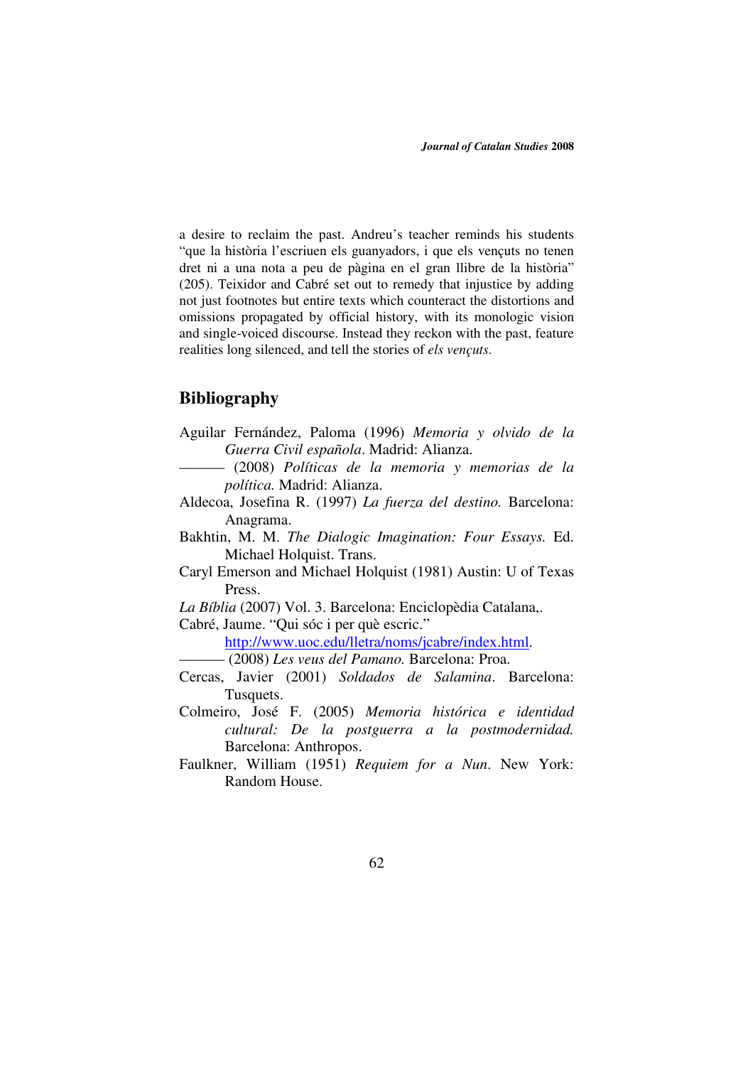a desire to reclaim the past. Andreu's teacher reminds his students "que la història l'escriuen els guanyadors, i que els vençuts no tenen dret ni a una nota a peu de pàgina en el gran llibre de la història" (205). Teixidor and Cabré set out to remedy that injustice by adding not just footnotes but entire texts which counteract the distortions and omissions propagated by official history, with its monologic vision and single-voiced discourse. Instead they reckon with the past, feature realities long silenced, and tell the stories of *els vençuts*.

## Bibliography

Aguilar Fernández, Paloma (1996) *Memoria y olvido de la Guerra Civil española*. Madrid: Alianza.

——— (2008) *Políticas de la memoria y memorias de la política.* Madrid: Alianza.

Aldecoa, Josefina R. (1997) *La fuerza del destino.* Barcelona: Anagrama.

Bakhtin, M. M. *The Dialogic Imagination: Four Essays.* Ed. Michael Holquist. Trans.

Caryl Emerson and Michael Holquist (1981) Austin: U of Texas Press.

*La Bíblia* (2007) Vol. 3. Barcelona: Enciclopèdia Catalana,.

Cabré, Jaume. "Qui sóc i per què escric." http://www.uoc.edu/lletra/noms/jcabre/index.html.

——— (2008) *Les veus del Pamano.* Barcelona: Proa.

Cercas, Javier (2001) *Soldados de Salamina*. Barcelona: Tusquets.

Colmeiro, José F. (2005) *Memoria histórica e identidad cultural: De la postguerra a la postmodernidad.* Barcelona: Anthropos.

Faulkner, William (1951) *Requiem for a Nun*. New York: Random House.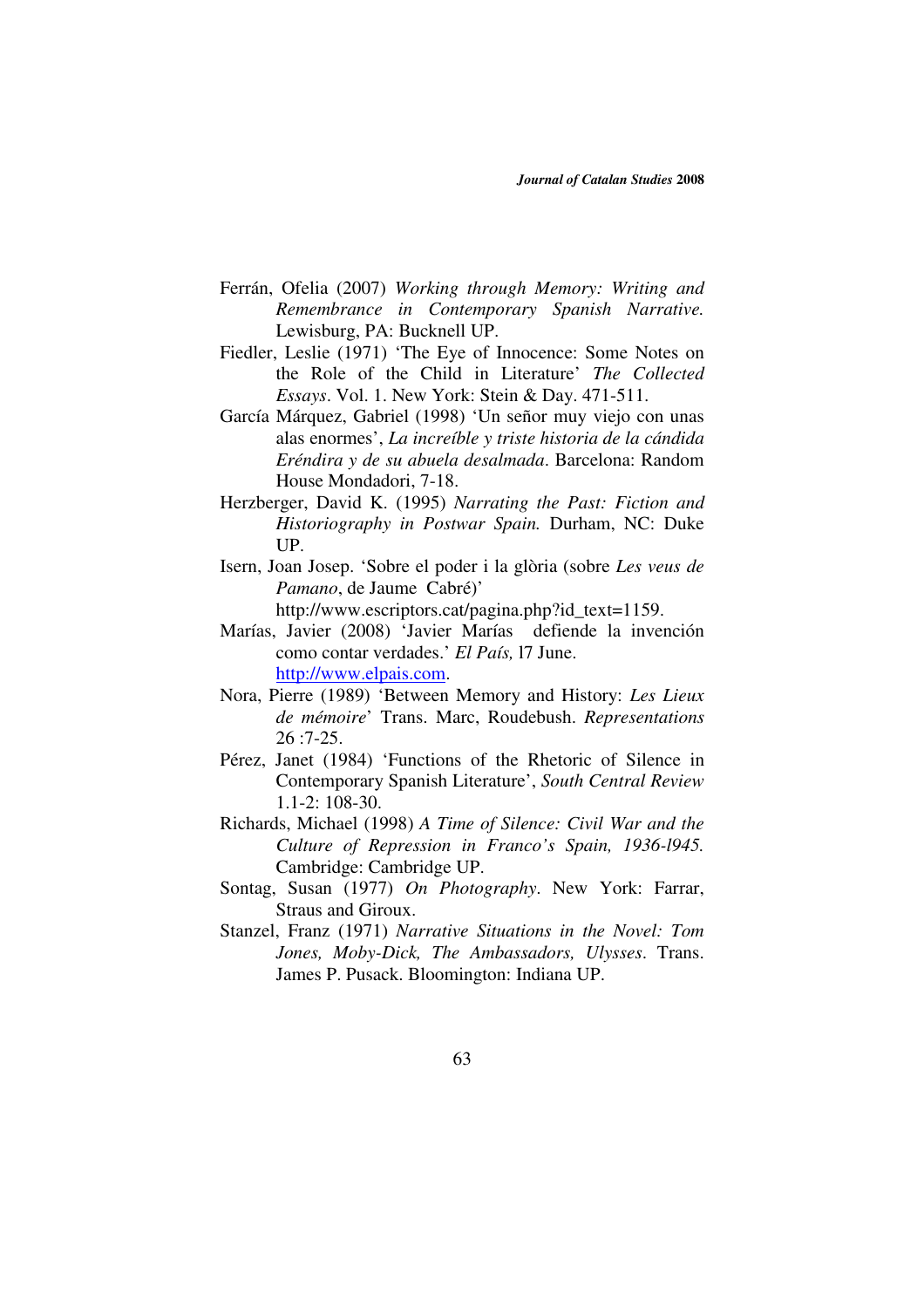Ferrán, Ofelia (2007) *Working through Memory: Writing and Remembrance in Contemporary Spanish Narrative.* Lewisburg, PA: Bucknell UP.

Fiedler, Leslie (1971) 'The Eye of Innocence: Some Notes on the Role of the Child in Literature' *The Collected Essays*. Vol. 1. New York: Stein & Day. 471-511.

García Márquez, Gabriel (1998) 'Un señor muy viejo con unas alas enormes', *La increíble y triste historia de la cándida Eréndira y de su abuela desalmada*. Barcelona: Random House Mondadori, 7-18.

Herzberger, David K. (1995) *Narrating the Past: Fiction and Historiography in Postwar Spain.* Durham, NC: Duke UP.

Isern, Joan Josep. 'Sobre el poder i la glòria (sobre *Les veus de Pamano*, de Jaume Cabré)' http://www.escriptors.cat/pagina.php?id_text=1159.

Marías, Javier (2008) 'Javier Marías defiende la invención como contar verdades.' *El País,* l7 June. http://www.elpais.com.

Nora, Pierre (1989) 'Between Memory and History: *Les Lieux de mémoire*' Trans. Marc, Roudebush. *Representations* 26 :7-25.

Pérez, Janet (1984) 'Functions of the Rhetoric of Silence in Contemporary Spanish Literature', *South Central Review* 1.1-2: 108-30.

Richards, Michael (1998) *A Time of Silence: Civil War and the Culture of Repression in Franco's Spain, 1936-l945.* Cambridge: Cambridge UP.

Sontag, Susan (1977) *On Photography*. New York: Farrar, Straus and Giroux.

Stanzel, Franz (1971) *Narrative Situations in the Novel: Tom Jones, Moby-Dick, The Ambassadors, Ulysses*. Trans. James P. Pusack. Bloomington: Indiana UP.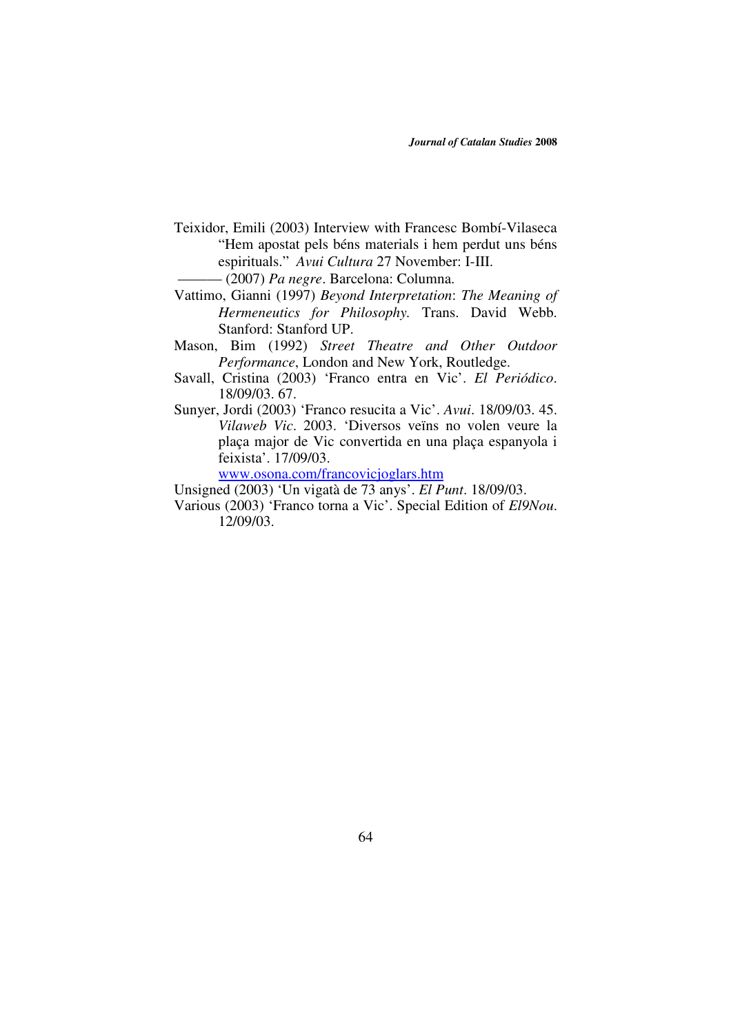Teixidor, Emili (2003) Interview with Francesc Bombí-Vilaseca "Hem apostat pels béns materials i hem perdut uns béns espirituals." *Avui Cultura* 27 November: I-III.

——— (2007) *Pa negre*. Barcelona: Columna.

Vattimo, Gianni (1997) *Beyond Interpretation*: *The Meaning of Hermeneutics for Philosophy*. Trans. David Webb. Stanford: Stanford UP.

Mason, Bim (1992) *Street Theatre and Other Outdoor Performance*, London and New York, Routledge.

Savall, Cristina (2003) 'Franco entra en Vic'. *El Periódico*. 18/09/03. 67.

Sunyer, Jordi (2003) 'Franco resucita a Vic'. *Avui*. 18/09/03. 45. *Vilaweb Vic*. 2003. 'Diversos veïns no volen veure la plaça major de Vic convertida en una plaça espanyola i feixista'. 17/09/03. www.osona.com/francovicjoglars.htm

Unsigned (2003) 'Un vigatà de 73 anys'. *El Punt*. 18/09/03.

Various (2003) 'Franco torna a Vic'. Special Edition of *El9Nou*. 12/09/03.